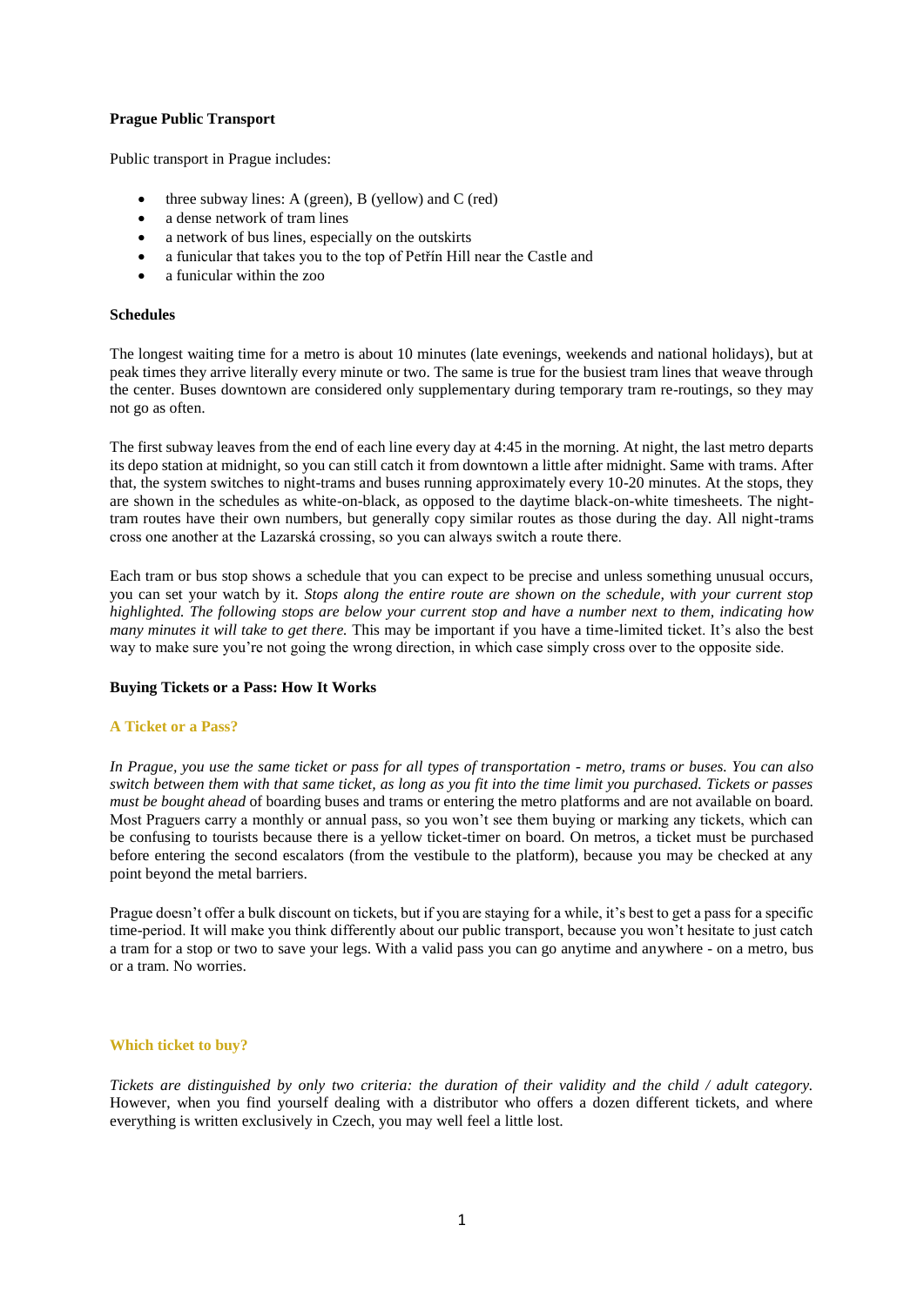**Prague Public Transport**

Public transport in Prague includes:

- three subway lines: A (green), B (yellow) and C (red)
- a dense network of tram lines
- a network of bus lines, especially on the outskirts
- a funicular that takes you to the top of Petřín Hill near the Castle and
- a funicular within the zoo

**Schedules**

The longest waiting time for a metro is about 10 minutes (late evenings, weekends and national holidays), but at peak times they arrive literally every minute or two. The same is true for the busiest tram lines that weave through the center. Buses downtown are considered only supplementary during temporary tram re-routings, so they may not go as often.

The first subway leaves from the end of each line every day at 4:45 in the morning. At night, the last metro departs its depo station at midnight, so you can still catch it from downtown a little after midnight. Same with trams. After that, the system switches to night-trams and buses running approximately every 10-20 minutes. At the stops, they are shown in the schedules as white-on-black, as opposed to the daytime black-on-white timesheets. The night-tram routes have their own numbers, but generally copy similar routes as those during the day. All night-trams cross one another at the Lazarská crossing, so you can always switch a route there.

Each tram or bus stop shows a schedule that you can expect to be precise and unless something unusual occurs, you can set your watch by it. *Stops along the entire route are shown on the schedule, with your current stop highlighted. The following stops are below your current stop and have a number next to them, indicating how many minutes it will take to get there.* This may be important if you have a time-limited ticket. It's also the best way to make sure you're not going the wrong direction, in which case simply cross over to the opposite side.

**Buying Tickets or a Pass: How It Works**

**A Ticket or a Pass?**

*In Prague, you use the same ticket or pass for all types of transportation - metro, trams or buses. You can also switch between them with that same ticket, as long as you fit into the time limit you purchased. Tickets or passes must be bought ahead* of boarding buses and trams or entering the metro platforms and are not available on board. Most Praguers carry a monthly or annual pass, so you won't see them buying or marking any tickets, which can be confusing to tourists because there is a yellow ticket-timer on board. On metros, a ticket must be purchased before entering the second escalators (from the vestibule to the platform), because you may be checked at any point beyond the metal barriers.

Prague doesn't offer a bulk discount on tickets, but if you are staying for a while, it's best to get a pass for a specific time-period. It will make you think differently about our public transport, because you won't hesitate to just catch a tram for a stop or two to save your legs. With a valid pass you can go anytime and anywhere - on a metro, bus or a tram. No worries.

**Which ticket to buy?**

*Tickets are distinguished by only two criteria: the duration of their validity and the child / adult category.* However, when you find yourself dealing with a distributor who offers a dozen different tickets, and where everything is written exclusively in Czech, you may well feel a little lost.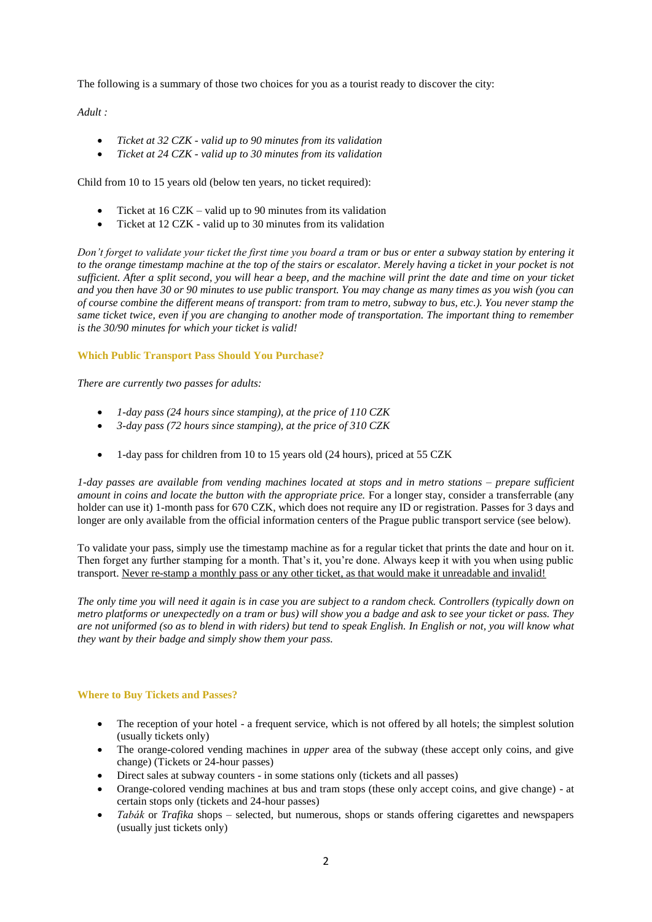The following is a summary of those two choices for you as a tourist ready to discover the city:

*Adult :*

- *Ticket at 32 CZK - valid up to 90 minutes from its validation*
- *Ticket at 24 CZK - valid up to 30 minutes from its validation*

Child from 10 to 15 years old (below ten years, no ticket required):

- Ticket at 16 CZK – valid up to 90 minutes from its validation
- Ticket at 12 CZK - valid up to 30 minutes from its validation

*Don't forget to validate your ticket the first time you board a tram or bus or enter a subway station by entering it to the orange timestamp machine at the top of the stairs or escalator. Merely having a ticket in your pocket is not sufficient. After a split second, you will hear a beep, and the machine will print the date and time on your ticket and you then have 30 or 90 minutes to use public transport. You may change as many times as you wish (you can of course combine the different means of transport: from tram to metro, subway to bus, etc.). You never stamp the same ticket twice, even if you are changing to another mode of transportation. The important thing to remember is the 30/90 minutes for which your ticket is valid!*

### Which Public Transport Pass Should You Purchase?

*There are currently two passes for adults:*

- *1-day pass (24 hours since stamping), at the price of 110 CZK*
- *3-day pass (72 hours since stamping), at the price of 310 CZK*

- 1-day pass for children from 10 to 15 years old (24 hours), priced at 55 CZK

*1-day passes are available from vending machines located at stops and in metro stations – prepare sufficient amount in coins and locate the button with the appropriate price.* For a longer stay, consider a transferrable (any holder can use it) 1-month pass for 670 CZK, which does not require any ID or registration. Passes for 3 days and longer are only available from the official information centers of the Prague public transport service (see below).

To validate your pass, simply use the timestamp machine as for a regular ticket that prints the date and hour on it. Then forget any further stamping for a month. That's it, you're done. Always keep it with you when using public transport. Never re-stamp a monthly pass or any other ticket, as that would make it unreadable and invalid!

*The only time you will need it again is in case you are subject to a random check. Controllers (typically down on metro platforms or unexpectedly on a tram or bus) will show you a badge and ask to see your ticket or pass. They are not uniformed (so as to blend in with riders) but tend to speak English. In English or not, you will know what they want by their badge and simply show them your pass.*

### Where to Buy Tickets and Passes?

- The reception of your hotel - a frequent service, which is not offered by all hotels; the simplest solution (usually tickets only)
- The orange-colored vending machines in *upper* area of the subway (these accept only coins, and give change) (Tickets or 24-hour passes)
- Direct sales at subway counters - in some stations only (tickets and all passes)
- Orange-colored vending machines at bus and tram stops (these only accept coins, and give change) - at certain stops only (tickets and 24-hour passes)
- *Tabák* or *Trafika* shops – selected, but numerous, shops or stands offering cigarettes and newspapers (usually just tickets only)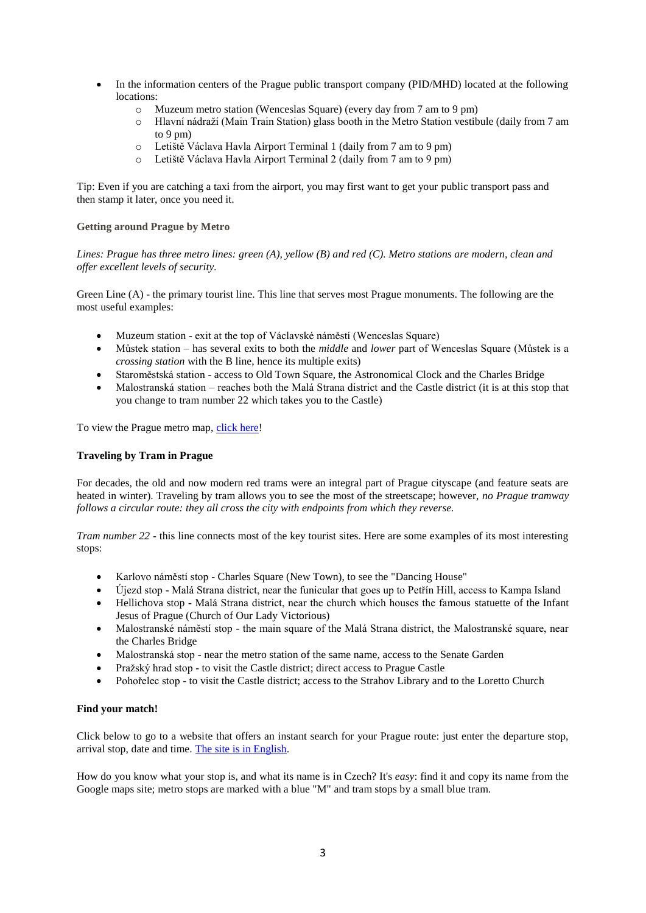- In the information centers of the Prague public transport company (PID/MHD) located at the following locations:
  - Muzeum metro station (Wenceslas Square) (every day from 7 am to 9 pm)
  - Hlavní nádraží (Main Train Station) glass booth in the Metro Station vestibule (daily from 7 am to 9 pm)
  - Letiště Václava Havla Airport Terminal 1 (daily from 7 am to 9 pm)
  - Letiště Václava Havla Airport Terminal 2 (daily from 7 am to 9 pm)

Tip: Even if you are catching a taxi from the airport, you may first want to get your public transport pass and then stamp it later, once you need it.

### Getting around Prague by Metro

*Lines: Prague has three metro lines: green (A), yellow (B) and red (C). Metro stations are modern, clean and offer excellent levels of security.*

Green Line (A) - the primary tourist line. This line that serves most Prague monuments. The following are the most useful examples:

- Muzeum station - exit at the top of Václavské náměstí (Wenceslas Square)
- Můstek station – has several exits to both the *middle* and *lower* part of Wenceslas Square (Můstek is a *crossing station* with the B line, hence its multiple exits)
- Staroměstská station - access to Old Town Square, the Astronomical Clock and the Charles Bridge
- Malostranská station – reaches both the Malá Strana district and the Castle district (it is at this stop that you change to tram number 22 which takes you to the Castle)

To view the Prague metro map, [click here](#)!

### Traveling by Tram in Prague

For decades, the old and now modern red trams were an integral part of Prague cityscape (and feature seats are heated in winter). Traveling by tram allows you to see the most of the streetscape; however, *no Prague tramway follows a circular route: they all cross the city with endpoints from which they reverse.*

*Tram number 22* - this line connects most of the key tourist sites. Here are some examples of its most interesting stops:

- Karlovo náměstí stop - Charles Square (New Town), to see the "Dancing House"
- Újezd stop - Malá Strana district, near the funicular that goes up to Petřín Hill, access to Kampa Island
- Hellichova stop - Malá Strana district, near the church which houses the famous statuette of the Infant Jesus of Prague (Church of Our Lady Victorious)
- Malostranské náměstí stop - the main square of the Malá Strana district, the Malostranské square, near the Charles Bridge
- Malostranská stop - near the metro station of the same name, access to the Senate Garden
- Pražský hrad stop - to visit the Castle district; direct access to Prague Castle
- Pohořelec stop - to visit the Castle district; access to the Strahov Library and to the Loretto Church

### Find your match!

Click below to go to a website that offers an instant search for your Prague route: just enter the departure stop, arrival stop, date and time. [The site is in English](#).

How do you know what your stop is, and what its name is in Czech? It's *easy*: find it and copy its name from the Google maps site; metro stops are marked with a blue "M" and tram stops by a small blue tram.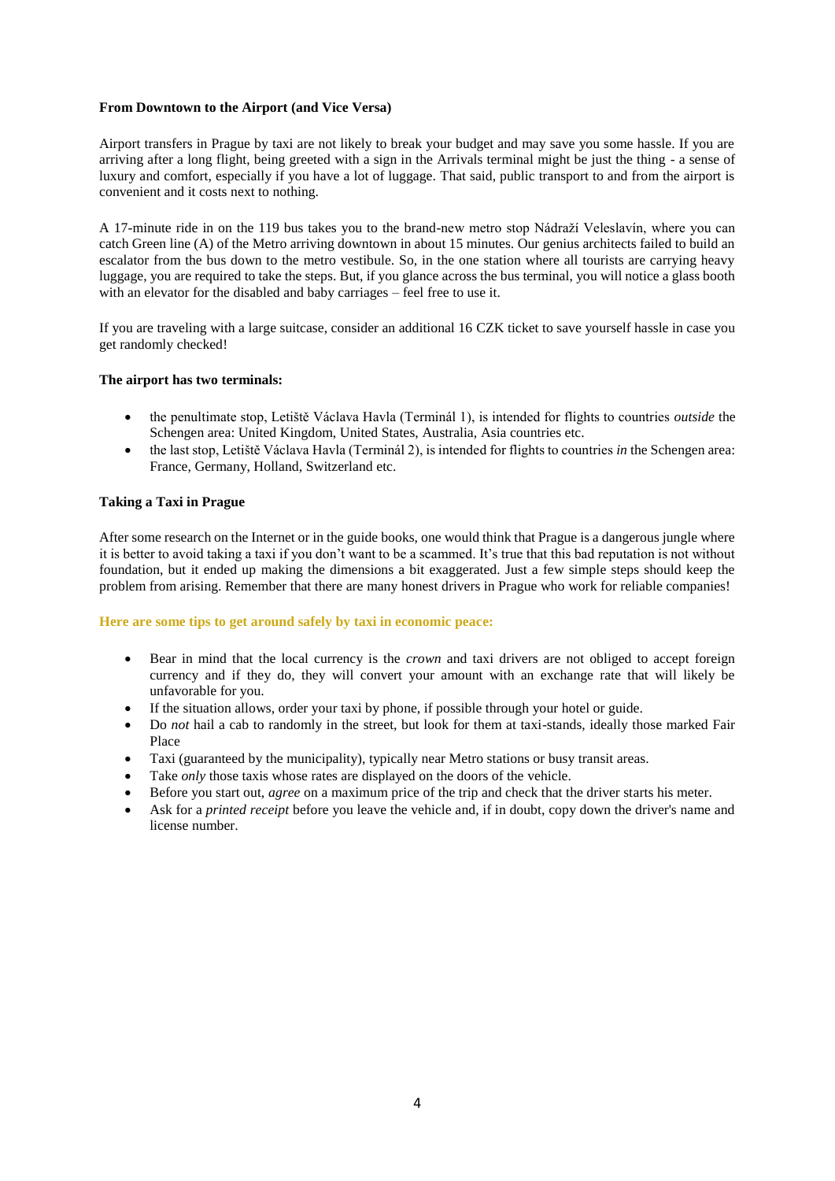**From Downtown to the Airport (and Vice Versa)**

Airport transfers in Prague by taxi are not likely to break your budget and may save you some hassle. If you are arriving after a long flight, being greeted with a sign in the Arrivals terminal might be just the thing - a sense of luxury and comfort, especially if you have a lot of luggage. That said, public transport to and from the airport is convenient and it costs next to nothing.

A 17-minute ride in on the 119 bus takes you to the brand-new metro stop Nádraží Veleslavín, where you can catch Green line (A) of the Metro arriving downtown in about 15 minutes. Our genius architects failed to build an escalator from the bus down to the metro vestibule. So, in the one station where all tourists are carrying heavy luggage, you are required to take the steps. But, if you glance across the bus terminal, you will notice a glass booth with an elevator for the disabled and baby carriages – feel free to use it.

If you are traveling with a large suitcase, consider an additional 16 CZK ticket to save yourself hassle in case you get randomly checked!

**The airport has two terminals:**

- the penultimate stop, Letiště Václava Havla (Terminál 1), is intended for flights to countries *outside* the Schengen area: United Kingdom, United States, Australia, Asia countries etc.
- the last stop, Letiště Václava Havla (Terminál 2), is intended for flights to countries *in* the Schengen area: France, Germany, Holland, Switzerland etc.

**Taking a Taxi in Prague**

After some research on the Internet or in the guide books, one would think that Prague is a dangerous jungle where it is better to avoid taking a taxi if you don't want to be a scammed. It's true that this bad reputation is not without foundation, but it ended up making the dimensions a bit exaggerated. Just a few simple steps should keep the problem from arising. Remember that there are many honest drivers in Prague who work for reliable companies!

**Here are some tips to get around safely by taxi in economic peace:**

- Bear in mind that the local currency is the *crown* and taxi drivers are not obliged to accept foreign currency and if they do, they will convert your amount with an exchange rate that will likely be unfavorable for you.
- If the situation allows, order your taxi by phone, if possible through your hotel or guide.
- Do *not* hail a cab to randomly in the street, but look for them at taxi-stands, ideally those marked Fair Place
- Taxi (guaranteed by the municipality), typically near Metro stations or busy transit areas.
- Take *only* those taxis whose rates are displayed on the doors of the vehicle.
- Before you start out, *agree* on a maximum price of the trip and check that the driver starts his meter.
- Ask for a *printed receipt* before you leave the vehicle and, if in doubt, copy down the driver's name and license number.